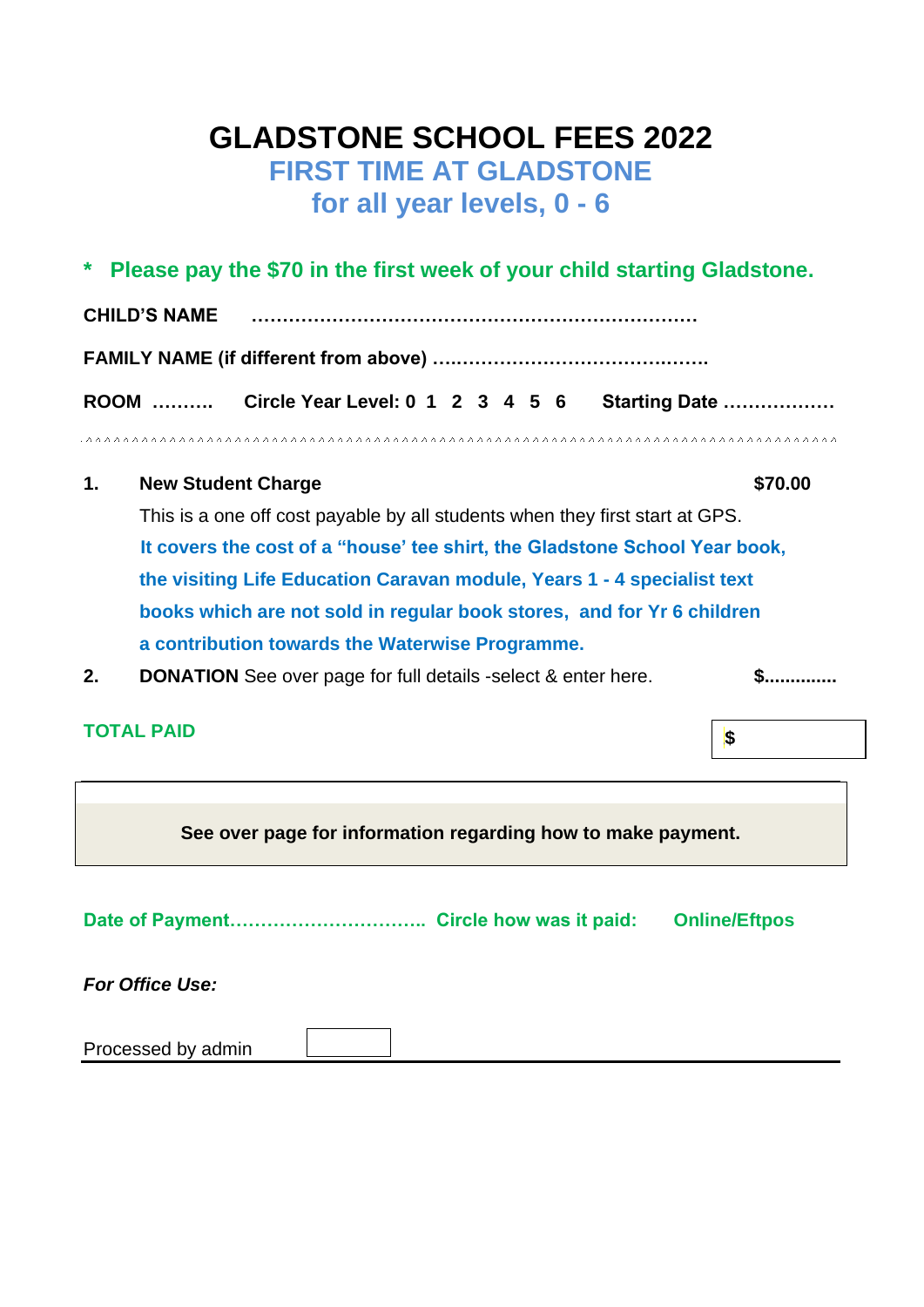# GLADSTONE SCHOOL FEES 2022

## FIRST TIME AT GLADSTONE

## for all year levels, 0 - 6

**\* Please pay the $70 in the first week of your child starting Gladstone.**

**CHILD'S NAME** ………………………………………………………………

**FAMILY NAME (if different from above)** ……………………………………….

**ROOM** ………. **Circle Year Level: 0 1 2 3 4 5 6** **Starting Date** ………………

^^^^^^^^^^^^^^^^^^^^^^^^^^^^^^^^^^^^^^^^^^^^^^^^^^^^^^^^^^^^^^^^^^^^^^^^^^^^^^^^^^^^^^

1. **New Student Charge** **$70.00**

   This is a one off cost payable by all students when they first start at GPS.
   **It covers the cost of a "house' tee shirt, the Gladstone School Year book, the visiting Life Education Caravan module, Years 1 - 4 specialist text books which are not sold in regular book stores, and for Yr 6 children a contribution towards the Waterwise Programme.**

2. **DONATION** See over page for full details -select & enter here. **$.............**

**TOTAL PAID** **$**

**See over page for information regarding how to make payment.**

**Date of Payment…………………………. Circle how was it paid: Online/Eftpos**

***For Office Use:***

Processed by admin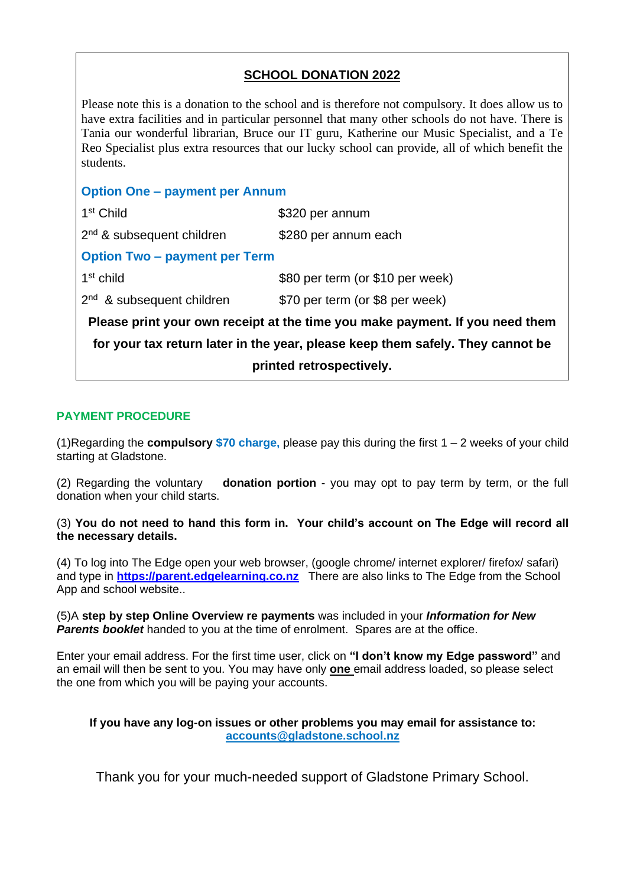## SCHOOL DONATION 2022

Please note this is a donation to the school and is therefore not compulsory. It does allow us to have extra facilities and in particular personnel that many other schools do not have. There is Tania our wonderful librarian, Bruce our IT guru, Katherine our Music Specialist, and a Te Reo Specialist plus extra resources that our lucky school can provide, all of which benefit the students.

### Option One – payment per Annum

| | |
|---|---|
| 1st Child | $320 per annum |
| 2nd & subsequent children | $280 per annum each |

### Option Two – payment per Term

| | |
|---|---|
| 1st child | $80 per term (or $10 per week) |
| 2nd & subsequent children | $70 per term (or $8 per week) |

**Please print your own receipt at the time you make payment. If you need them for your tax return later in the year, please keep them safely. They cannot be printed retrospectively.**

## PAYMENT PROCEDURE

(1)Regarding the **compulsory** **$70 charge,** please pay this during the first 1 – 2 weeks of your child starting at Gladstone.

(2) Regarding the voluntary **donation portion** - you may opt to pay term by term, or the full donation when your child starts.

(3) **You do not need to hand this form in. Your child's account on The Edge will record all the necessary details.**

(4) To log into The Edge open your web browser, (google chrome/ internet explorer/ firefox/ safari) and type in **https://parent.edgelearning.co.nz** There are also links to The Edge from the School App and school website..

(5)A **step by step Online Overview re payments** was included in your ***Information for New Parents booklet*** handed to you at the time of enrolment. Spares are at the office.

Enter your email address. For the first time user, click on **"I don't know my Edge password"** and an email will then be sent to you. You may have only **one** email address loaded, so please select the one from which you will be paying your accounts.

**If you have any log-on issues or other problems you may email for assistance to:** **accounts@gladstone.school.nz**

Thank you for your much-needed support of Gladstone Primary School.